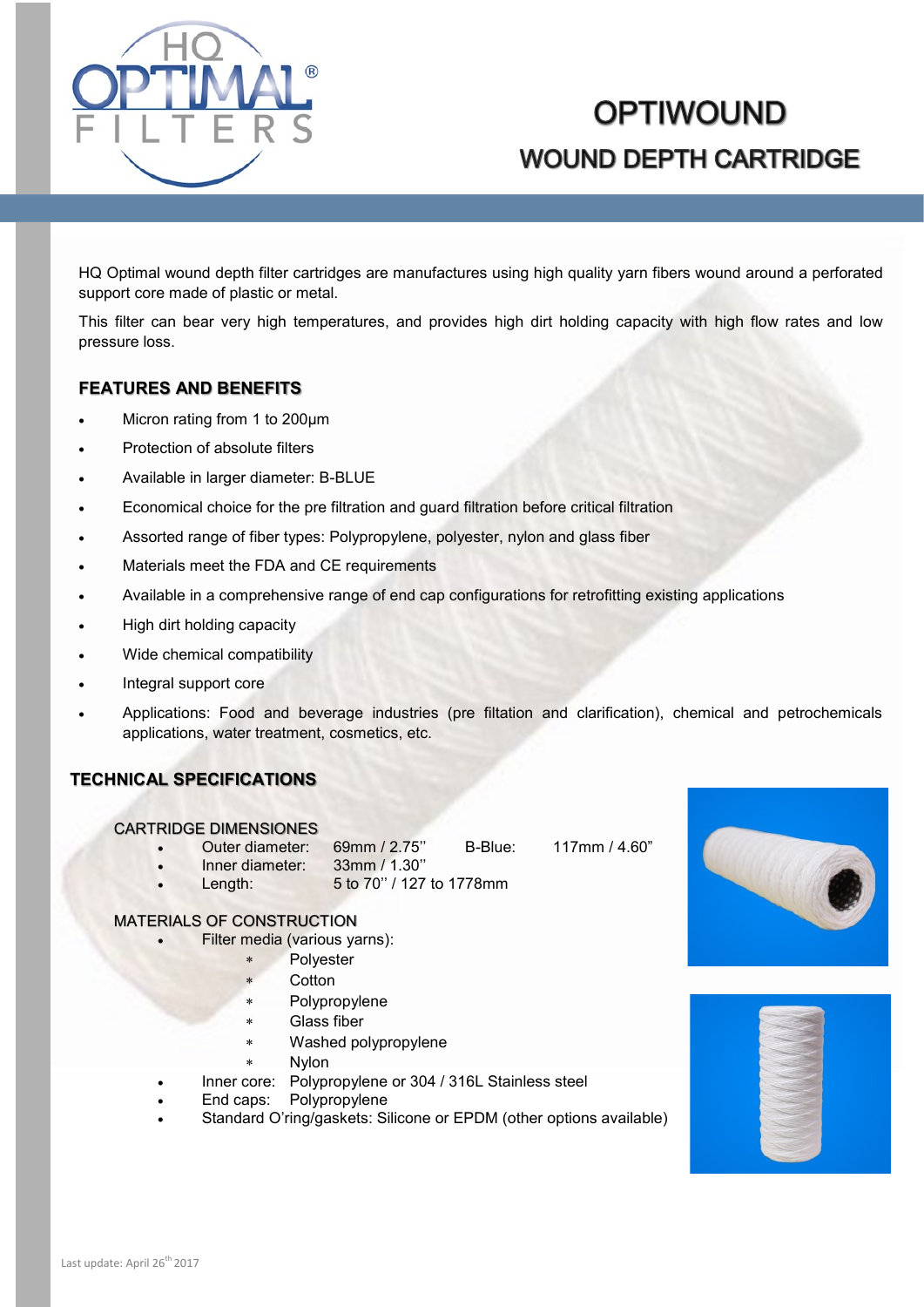# OPTIWOUND

## WOUND DEPTH CARTRIDGE

HQ Optimal wound depth filter cartridges are manufactures using high quality yarn fibers wound around a perforated support core made of plastic or metal.

This filter can bear very high temperatures, and provides high dirt holding capacity with high flow rates and low pressure loss.

### FEATURES AND BENEFITS

- Micron rating from 1 to 200µm
- Protection of absolute filters
- Available in larger diameter: B-BLUE
- Economical choice for the pre filtration and guard filtration before critical filtration
- Assorted range of fiber types: Polypropylene, polyester, nylon and glass fiber
- Materials meet the FDA and CE requirements
- Available in a comprehensive range of end cap configurations for retrofitting existing applications
- High dirt holding capacity
- Wide chemical compatibility
- Integral support core
- Applications: Food and beverage industries (pre filtation and clarification), chemical and petrochemicals applications, water treatment, cosmetics, etc.

### TECHNICAL SPECIFICATIONS

#### CARTRIDGE DIMENSIONES

- Outer diameter: 69mm / 2.75'' B-Blue: 117mm / 4.60"
- Inner diameter: 33mm / 1.30''
- Length: 5 to 70'' / 127 to 1778mm

#### MATERIALS OF CONSTRUCTION

- Filter media (various yarns):
  - Polyester
  - Cotton
  - Polypropylene
  - Glass fiber
  - Washed polypropylene
  - Nylon
- Inner core: Polypropylene or 304 / 316L Stainless steel
- End caps: Polypropylene
- Standard O'ring/gaskets: Silicone or EPDM (other options available)

Last update: April 26th 2017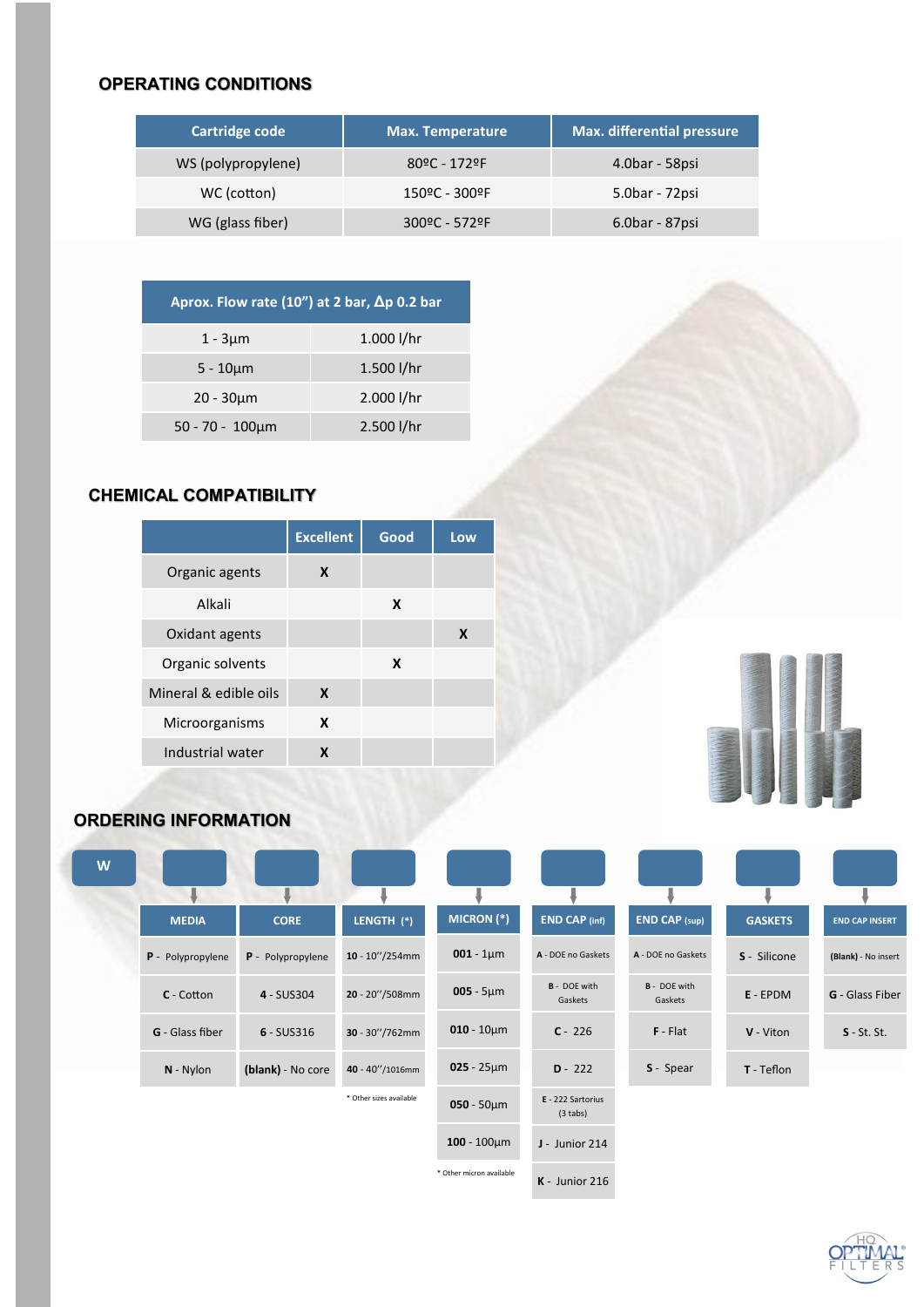## OPERATING CONDITIONS

| Cartridge code | Max. Temperature | Max. differential pressure |
|---|---|---|
| WS (polypropylene) | 80ºC - 172ºF | 4.0bar - 58psi |
| WC (cotton) | 150ºC - 300ºF | 5.0bar - 72psi |
| WG (glass fiber) | 300ºC - 572ºF | 6.0bar - 87psi |

| Aprox. Flow rate (10") at 2 bar, Δp 0.2 bar | |
|---|---|
| 1 - 3µm | 1.000 l/hr |
| 5 - 10µm | 1.500 l/hr |
| 20 - 30µm | 2.000 l/hr |
| 50 - 70 - 100µm | 2.500 l/hr |

## CHEMICAL COMPATIBILITY

| | Excellent | Good | Low |
|---|---|---|---|
| Organic agents | X | | |
| Alkali | | X | |
| Oxidant agents | | | X |
| Organic solvents | | X | |
| Mineral & edible oils | X | | |
| Microorganisms | X | | |
| Industrial water | X | | |

## ORDERING INFORMATION

W

| MEDIA | CORE | LENGTH (*) | MICRON (*) | END CAP (inf) | END CAP (sup) | GASKETS | END CAP INSERT |
|---|---|---|---|---|---|---|---|
| P - Polypropylene | P - Polypropylene | 10 - 10''/254mm | 001 - 1µm | A - DOE no Gaskets | A - DOE no Gaskets | S - Silicone | (Blank) - No insert |
| C - Cotton | 4 - SUS304 | 20 - 20''/508mm | 005 - 5µm | B - DOE with Gaskets | B - DOE with Gaskets | E - EPDM | G - Glass Fiber |
| G - Glass fiber | 6 - SUS316 | 30 - 30''/762mm | 010 - 10µm | C - 226 | F - Flat | V - Viton | S - St. St. |
| N - Nylon | (blank) - No core | 40 - 40''/1016mm | 025 - 25µm | D - 222 | S - Spear | T - Teflon | |
| | | * Other sizes available | 050 - 50µm | E - 222 Sartorius (3 tabs) | | | |
| | | | 100 - 100µm | J - Junior 214 | | | |
| | | | * Other micron available | K - Junior 216 | | | |

HQ OPTIMAL FILTERS